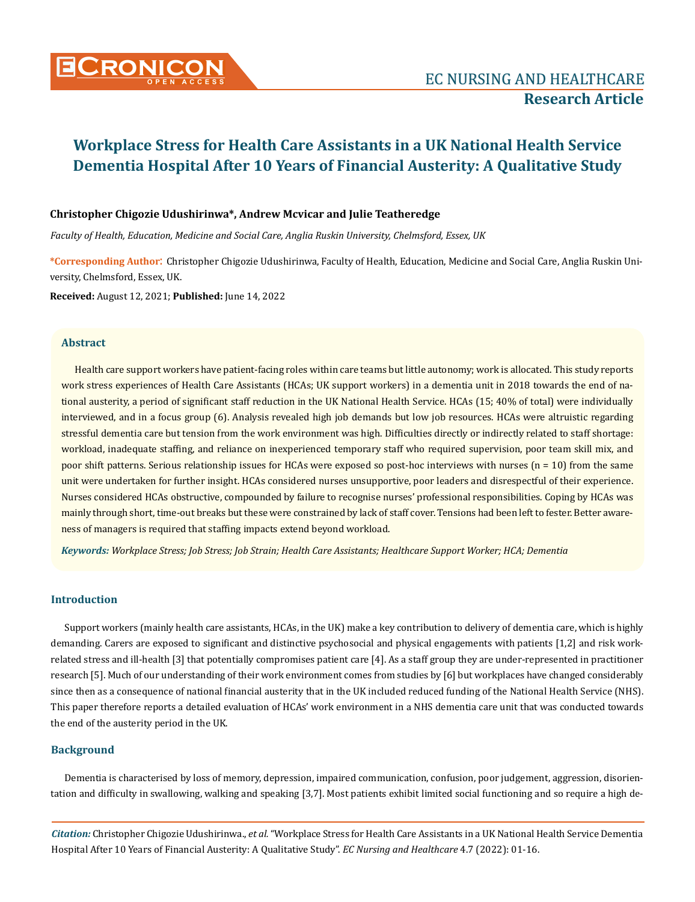# Workplace Stress for Health Care Assistants in a UK National Health Service Dementia Hospital After 10 Years of Financial Austerity: A Qualitative Study

**Christopher Chigozie Udushirinwa\*, Andrew Mcvicar and Julie Teatheredge**

*Faculty of Health, Education, Medicine and Social Care, Anglia Ruskin University, Chelmsford, Essex, UK*

**\*Corresponding Author:** Christopher Chigozie Udushirinwa, Faculty of Health, Education, Medicine and Social Care, Anglia Ruskin University, Chelmsford, Essex, UK.

**Received:** August 12, 2021; **Published:** June 14, 2022

## Abstract

Health care support workers have patient-facing roles within care teams but little autonomy; work is allocated. This study reports work stress experiences of Health Care Assistants (HCAs; UK support workers) in a dementia unit in 2018 towards the end of national austerity, a period of significant staff reduction in the UK National Health Service. HCAs (15; 40% of total) were individually interviewed, and in a focus group (6). Analysis revealed high job demands but low job resources. HCAs were altruistic regarding stressful dementia care but tension from the work environment was high. Difficulties directly or indirectly related to staff shortage: workload, inadequate staffing, and reliance on inexperienced temporary staff who required supervision, poor team skill mix, and poor shift patterns. Serious relationship issues for HCAs were exposed so post-hoc interviews with nurses (n = 10) from the same unit were undertaken for further insight. HCAs considered nurses unsupportive, poor leaders and disrespectful of their experience. Nurses considered HCAs obstructive, compounded by failure to recognise nurses' professional responsibilities. Coping by HCAs was mainly through short, time-out breaks but these were constrained by lack of staff cover. Tensions had been left to fester. Better awareness of managers is required that staffing impacts extend beyond workload.

***Keywords:*** *Workplace Stress; Job Stress; Job Strain; Health Care Assistants; Healthcare Support Worker; HCA; Dementia*

## Introduction

Support workers (mainly health care assistants, HCAs, in the UK) make a key contribution to delivery of dementia care, which is highly demanding. Carers are exposed to significant and distinctive psychosocial and physical engagements with patients [1,2] and risk work-related stress and ill-health [3] that potentially compromises patient care [4]. As a staff group they are under-represented in practitioner research [5]. Much of our understanding of their work environment comes from studies by [6] but workplaces have changed considerably since then as a consequence of national financial austerity that in the UK included reduced funding of the National Health Service (NHS). This paper therefore reports a detailed evaluation of HCAs' work environment in a NHS dementia care unit that was conducted towards the end of the austerity period in the UK.

## Background

Dementia is characterised by loss of memory, depression, impaired communication, confusion, poor judgement, aggression, disorientation and difficulty in swallowing, walking and speaking [3,7]. Most patients exhibit limited social functioning and so require a high de-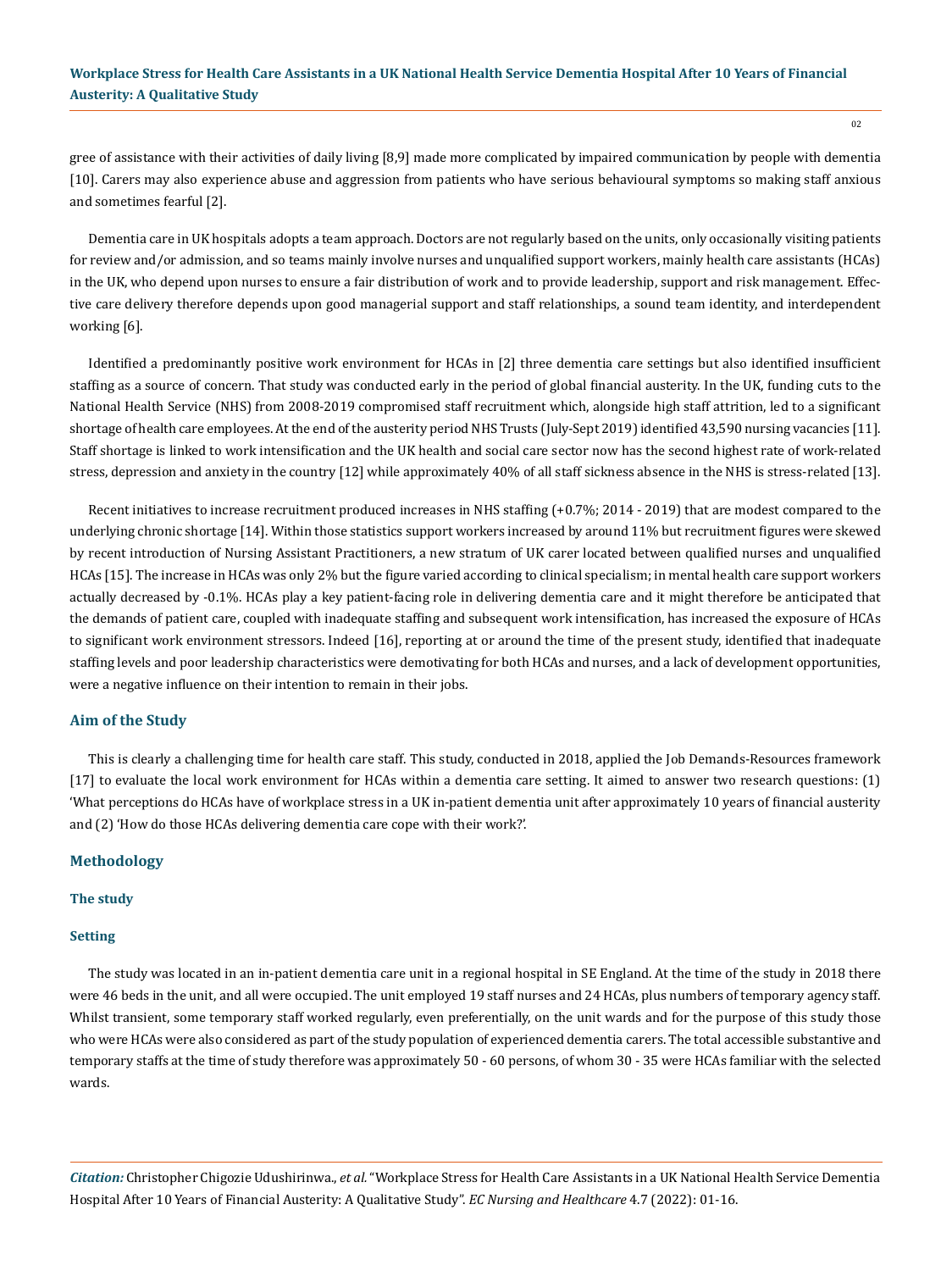gree of assistance with their activities of daily living [8,9] made more complicated by impaired communication by people with dementia [10]. Carers may also experience abuse and aggression from patients who have serious behavioural symptoms so making staff anxious and sometimes fearful [2].

Dementia care in UK hospitals adopts a team approach. Doctors are not regularly based on the units, only occasionally visiting patients for review and/or admission, and so teams mainly involve nurses and unqualified support workers, mainly health care assistants (HCAs) in the UK, who depend upon nurses to ensure a fair distribution of work and to provide leadership, support and risk management. Effective care delivery therefore depends upon good managerial support and staff relationships, a sound team identity, and interdependent working [6].

Identified a predominantly positive work environment for HCAs in [2] three dementia care settings but also identified insufficient staffing as a source of concern. That study was conducted early in the period of global financial austerity. In the UK, funding cuts to the National Health Service (NHS) from 2008-2019 compromised staff recruitment which, alongside high staff attrition, led to a significant shortage of health care employees. At the end of the austerity period NHS Trusts (July-Sept 2019) identified 43,590 nursing vacancies [11]. Staff shortage is linked to work intensification and the UK health and social care sector now has the second highest rate of work-related stress, depression and anxiety in the country [12] while approximately 40% of all staff sickness absence in the NHS is stress-related [13].

Recent initiatives to increase recruitment produced increases in NHS staffing (+0.7%; 2014 - 2019) that are modest compared to the underlying chronic shortage [14]. Within those statistics support workers increased by around 11% but recruitment figures were skewed by recent introduction of Nursing Assistant Practitioners, a new stratum of UK carer located between qualified nurses and unqualified HCAs [15]. The increase in HCAs was only 2% but the figure varied according to clinical specialism; in mental health care support workers actually decreased by -0.1%. HCAs play a key patient-facing role in delivering dementia care and it might therefore be anticipated that the demands of patient care, coupled with inadequate staffing and subsequent work intensification, has increased the exposure of HCAs to significant work environment stressors. Indeed [16], reporting at or around the time of the present study, identified that inadequate staffing levels and poor leadership characteristics were demotivating for both HCAs and nurses, and a lack of development opportunities, were a negative influence on their intention to remain in their jobs.

## Aim of the Study

This is clearly a challenging time for health care staff. This study, conducted in 2018, applied the Job Demands-Resources framework [17] to evaluate the local work environment for HCAs within a dementia care setting. It aimed to answer two research questions: (1) 'What perceptions do HCAs have of workplace stress in a UK in-patient dementia unit after approximately 10 years of financial austerity and (2) 'How do those HCAs delivering dementia care cope with their work?'.

## Methodology

### The study

### Setting

The study was located in an in-patient dementia care unit in a regional hospital in SE England. At the time of the study in 2018 there were 46 beds in the unit, and all were occupied. The unit employed 19 staff nurses and 24 HCAs, plus numbers of temporary agency staff. Whilst transient, some temporary staff worked regularly, even preferentially, on the unit wards and for the purpose of this study those who were HCAs were also considered as part of the study population of experienced dementia carers. The total accessible substantive and temporary staffs at the time of study therefore was approximately 50 - 60 persons, of whom 30 - 35 were HCAs familiar with the selected wards.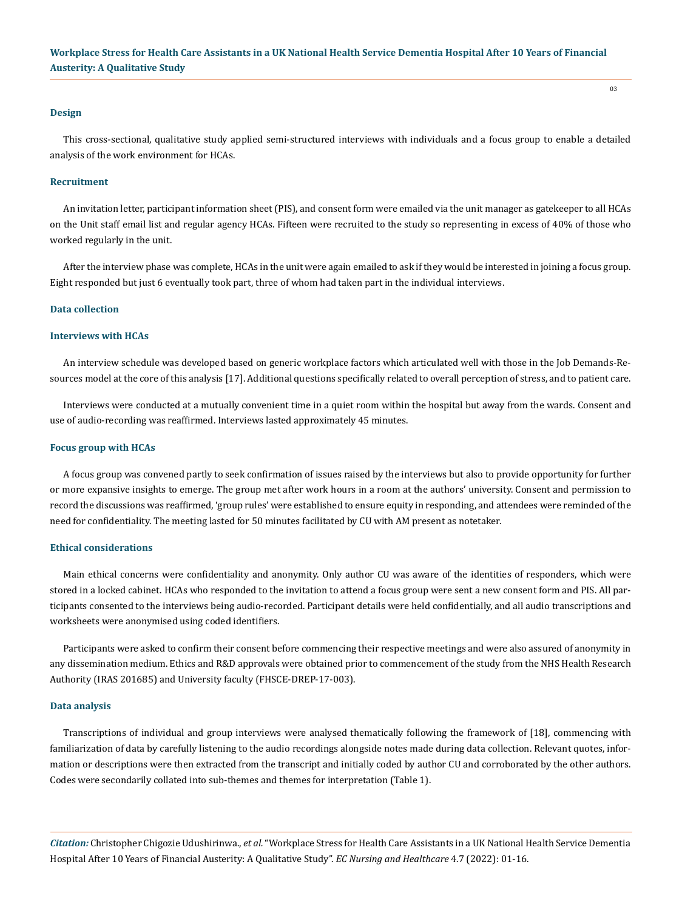### Design

This cross-sectional, qualitative study applied semi-structured interviews with individuals and a focus group to enable a detailed analysis of the work environment for HCAs.

### Recruitment

An invitation letter, participant information sheet (PIS), and consent form were emailed via the unit manager as gatekeeper to all HCAs on the Unit staff email list and regular agency HCAs. Fifteen were recruited to the study so representing in excess of 40% of those who worked regularly in the unit.

After the interview phase was complete, HCAs in the unit were again emailed to ask if they would be interested in joining a focus group. Eight responded but just 6 eventually took part, three of whom had taken part in the individual interviews.

### Data collection

#### Interviews with HCAs

An interview schedule was developed based on generic workplace factors which articulated well with those in the Job Demands-Resources model at the core of this analysis [17]. Additional questions specifically related to overall perception of stress, and to patient care.

Interviews were conducted at a mutually convenient time in a quiet room within the hospital but away from the wards. Consent and use of audio-recording was reaffirmed. Interviews lasted approximately 45 minutes.

#### Focus group with HCAs

A focus group was convened partly to seek confirmation of issues raised by the interviews but also to provide opportunity for further or more expansive insights to emerge. The group met after work hours in a room at the authors' university. Consent and permission to record the discussions was reaffirmed, 'group rules' were established to ensure equity in responding, and attendees were reminded of the need for confidentiality. The meeting lasted for 50 minutes facilitated by CU with AM present as notetaker.

### Ethical considerations

Main ethical concerns were confidentiality and anonymity. Only author CU was aware of the identities of responders, which were stored in a locked cabinet. HCAs who responded to the invitation to attend a focus group were sent a new consent form and PIS. All participants consented to the interviews being audio-recorded. Participant details were held confidentially, and all audio transcriptions and worksheets were anonymised using coded identifiers.

Participants were asked to confirm their consent before commencing their respective meetings and were also assured of anonymity in any dissemination medium. Ethics and R&D approvals were obtained prior to commencement of the study from the NHS Health Research Authority (IRAS 201685) and University faculty (FHSCE-DREP-17-003).

### Data analysis

Transcriptions of individual and group interviews were analysed thematically following the framework of [18], commencing with familiarization of data by carefully listening to the audio recordings alongside notes made during data collection. Relevant quotes, information or descriptions were then extracted from the transcript and initially coded by author CU and corroborated by the other authors. Codes were secondarily collated into sub-themes and themes for interpretation (Table 1).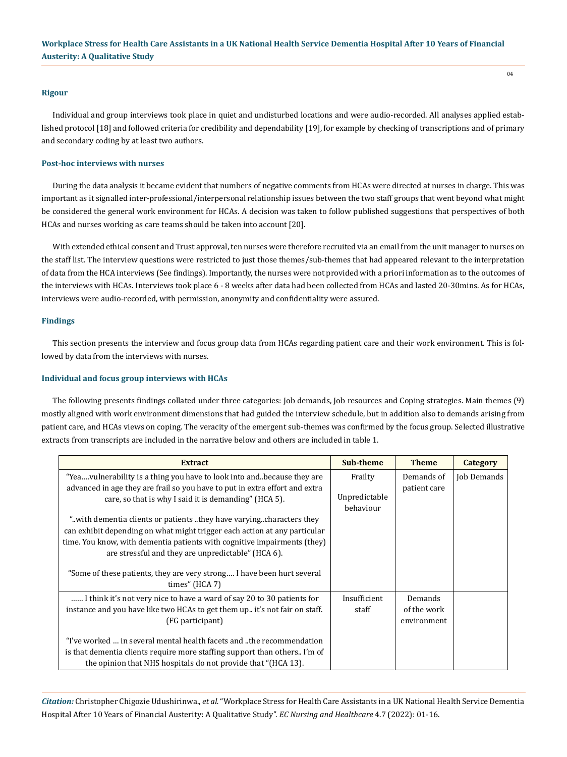### Rigour

Individual and group interviews took place in quiet and undisturbed locations and were audio-recorded. All analyses applied established protocol [18] and followed criteria for credibility and dependability [19], for example by checking of transcriptions and of primary and secondary coding by at least two authors.

### Post-hoc interviews with nurses

During the data analysis it became evident that numbers of negative comments from HCAs were directed at nurses in charge. This was important as it signalled inter-professional/interpersonal relationship issues between the two staff groups that went beyond what might be considered the general work environment for HCAs. A decision was taken to follow published suggestions that perspectives of both HCAs and nurses working as care teams should be taken into account [20].

With extended ethical consent and Trust approval, ten nurses were therefore recruited via an email from the unit manager to nurses on the staff list. The interview questions were restricted to just those themes/sub-themes that had appeared relevant to the interpretation of data from the HCA interviews (See findings). Importantly, the nurses were not provided with a priori information as to the outcomes of the interviews with HCAs. Interviews took place 6 - 8 weeks after data had been collected from HCAs and lasted 20-30mins. As for HCAs, interviews were audio-recorded, with permission, anonymity and confidentiality were assured.

## Findings

This section presents the interview and focus group data from HCAs regarding patient care and their work environment. This is followed by data from the interviews with nurses.

### Individual and focus group interviews with HCAs

The following presents findings collated under three categories: Job demands, Job resources and Coping strategies. Main themes (9) mostly aligned with work environment dimensions that had guided the interview schedule, but in addition also to demands arising from patient care, and HCAs views on coping. The veracity of the emergent sub-themes was confirmed by the focus group. Selected illustrative extracts from transcripts are included in the narrative below and others are included in table 1.

| Extract | Sub-theme | Theme | Category |
|---|---|---|---|
| "Yea….vulnerability is a thing you have to look into and..because they are advanced in age they are frail so you have to put in extra effort and extra care, so that is why I said it is demanding" (HCA 5).<br><br>"..with dementia clients or patients ..they have varying..characters they can exhibit depending on what might trigger each action at any particular time. You know, with dementia patients with cognitive impairments (they) are stressful and they are unpredictable" (HCA 6).<br><br>"Some of these patients, they are very strong…. I have been hurt several times" (HCA 7) | Frailty<br><br>Unpredictable behaviour | Demands of patient care | Job Demands |
| …… I think it's not very nice to have a ward of say 20 to 30 patients for instance and you have like two HCAs to get them up.. it's not fair on staff. (FG participant)<br><br>"I've worked … in several mental health facets and ..the recommendation is that dementia clients require more staffing support than others.. I'm of the opinion that NHS hospitals do not provide that "(HCA 13). | Insufficient staff | Demands of the work environment | |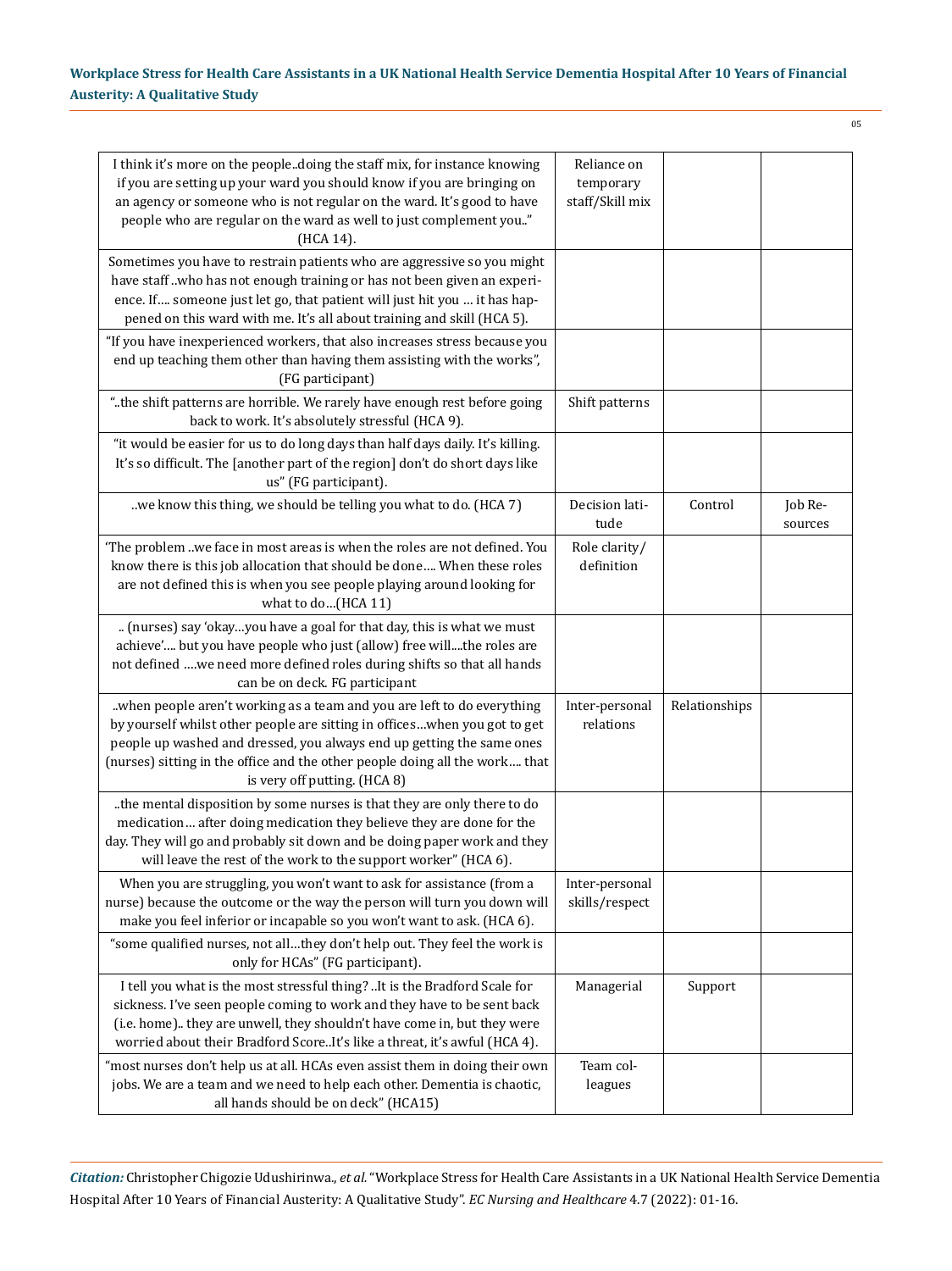| | | | |
|---|---|---|---|
| I think it's more on the people..doing the staff mix, for instance knowing if you are setting up your ward you should know if you are bringing on an agency or someone who is not regular on the ward. It's good to have people who are regular on the ward as well to just complement you.." (HCA 14). | Reliance on temporary staff/Skill mix | | |
| Sometimes you have to restrain patients who are aggressive so you might have staff ..who has not enough training or has not been given an experience. If.... someone just let go, that patient will just hit you … it has happened on this ward with me. It's all about training and skill (HCA 5). | | | |
| "If you have inexperienced workers, that also increases stress because you end up teaching them other than having them assisting with the works", (FG participant) | | | |
| "..the shift patterns are horrible. We rarely have enough rest before going back to work. It's absolutely stressful (HCA 9). | Shift patterns | | |
| "it would be easier for us to do long days than half days daily. It's killing. It's so difficult. The [another part of the region] don't do short days like us" (FG participant). | | | |
| ..we know this thing, we should be telling you what to do. (HCA 7) | Decision latitude | Control | Job Resources |
| 'The problem ..we face in most areas is when the roles are not defined. You know there is this job allocation that should be done…. When these roles are not defined this is when you see people playing around looking for what to do…(HCA 11) | Role clarity/ definition | | |
| .. (nurses) say 'okay…you have a goal for that day, this is what we must achieve'…. but you have people who just (allow) free will....the roles are not defined ….we need more defined roles during shifts so that all hands can be on deck. FG participant | | | |
| ..when people aren't working as a team and you are left to do everything by yourself whilst other people are sitting in offices…when you got to get people up washed and dressed, you always end up getting the same ones (nurses) sitting in the office and the other people doing all the work…. that is very off putting. (HCA 8) | Inter-personal relations | Relationships | |
| ..the mental disposition by some nurses is that they are only there to do medication… after doing medication they believe they are done for the day. They will go and probably sit down and be doing paper work and they will leave the rest of the work to the support worker" (HCA 6). | | | |
| When you are struggling, you won't want to ask for assistance (from a nurse) because the outcome or the way the person will turn you down will make you feel inferior or incapable so you won't want to ask. (HCA 6). | Inter-personal skills/respect | | |
| "some qualified nurses, not all…they don't help out. They feel the work is only for HCAs" (FG participant). | | | |
| I tell you what is the most stressful thing? ..It is the Bradford Scale for sickness. I've seen people coming to work and they have to be sent back (i.e. home).. they are unwell, they shouldn't have come in, but they were worried about their Bradford Score..It's like a threat, it's awful (HCA 4). | Managerial | Support | |
| "most nurses don't help us at all. HCAs even assist them in doing their own jobs. We are a team and we need to help each other. Dementia is chaotic, all hands should be on deck" (HCA15) | Team colleagues | | |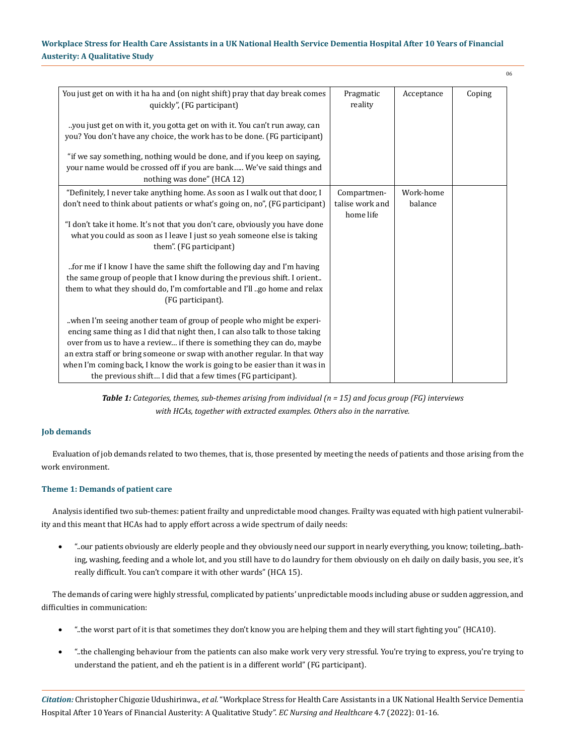| | | | |
|---|---|---|---|
| You just get on with it ha ha and (on night shift) pray that day break comes quickly", (FG participant)<br><br>..you just get on with it, you gotta get on with it. You can't run away, can you? You don't have any choice, the work has to be done. (FG participant)<br><br>"if we say something, nothing would be done, and if you keep on saying, your name would be crossed off if you are bank..... We've said things and nothing was done" (HCA 12) | Pragmatic reality | Acceptance | Coping |
| "Definitely, I never take anything home. As soon as I walk out that door, I don't need to think about patients or what's going on, no", (FG participant)<br><br>"I don't take it home. It's not that you don't care, obviously you have done what you could as soon as I leave I just so yeah someone else is taking them". (FG participant)<br><br>..for me if I know I have the same shift the following day and I'm having the same group of people that I know during the previous shift. I orient.. them to what they should do, I'm comfortable and I'll ..go home and relax (FG participant).<br><br>..when I'm seeing another team of group of people who might be experiencing same thing as I did that night then, I can also talk to those taking over from us to have a review... if there is something they can do, maybe an extra staff or bring someone or swap with another regular. In that way when I'm coming back, I know the work is going to be easier than it was in the previous shift... I did that a few times (FG participant). | Compartmentalise work and home life | Work-home balance | |

***Table 1:*** *Categories, themes, sub-themes arising from individual (n = 15) and focus group (FG) interviews with HCAs, together with extracted examples. Others also in the narrative.*

### Job demands

Evaluation of job demands related to two themes, that is, those presented by meeting the needs of patients and those arising from the work environment.

### Theme 1: Demands of patient care

Analysis identified two sub-themes: patient frailty and unpredictable mood changes. Frailty was equated with high patient vulnerability and this meant that HCAs had to apply effort across a wide spectrum of daily needs:

- "..our patients obviously are elderly people and they obviously need our support in nearly everything, you know; toileting,..bathing, washing, feeding and a whole lot, and you still have to do laundry for them obviously on eh daily on daily basis, you see, it's really difficult. You can't compare it with other wards" (HCA 15).

The demands of caring were highly stressful, complicated by patients' unpredictable moods including abuse or sudden aggression, and difficulties in communication:

- "..the worst part of it is that sometimes they don't know you are helping them and they will start fighting you" (HCA10).
- "..the challenging behaviour from the patients can also make work very very stressful. You're trying to express, you're trying to understand the patient, and eh the patient is in a different world" (FG participant).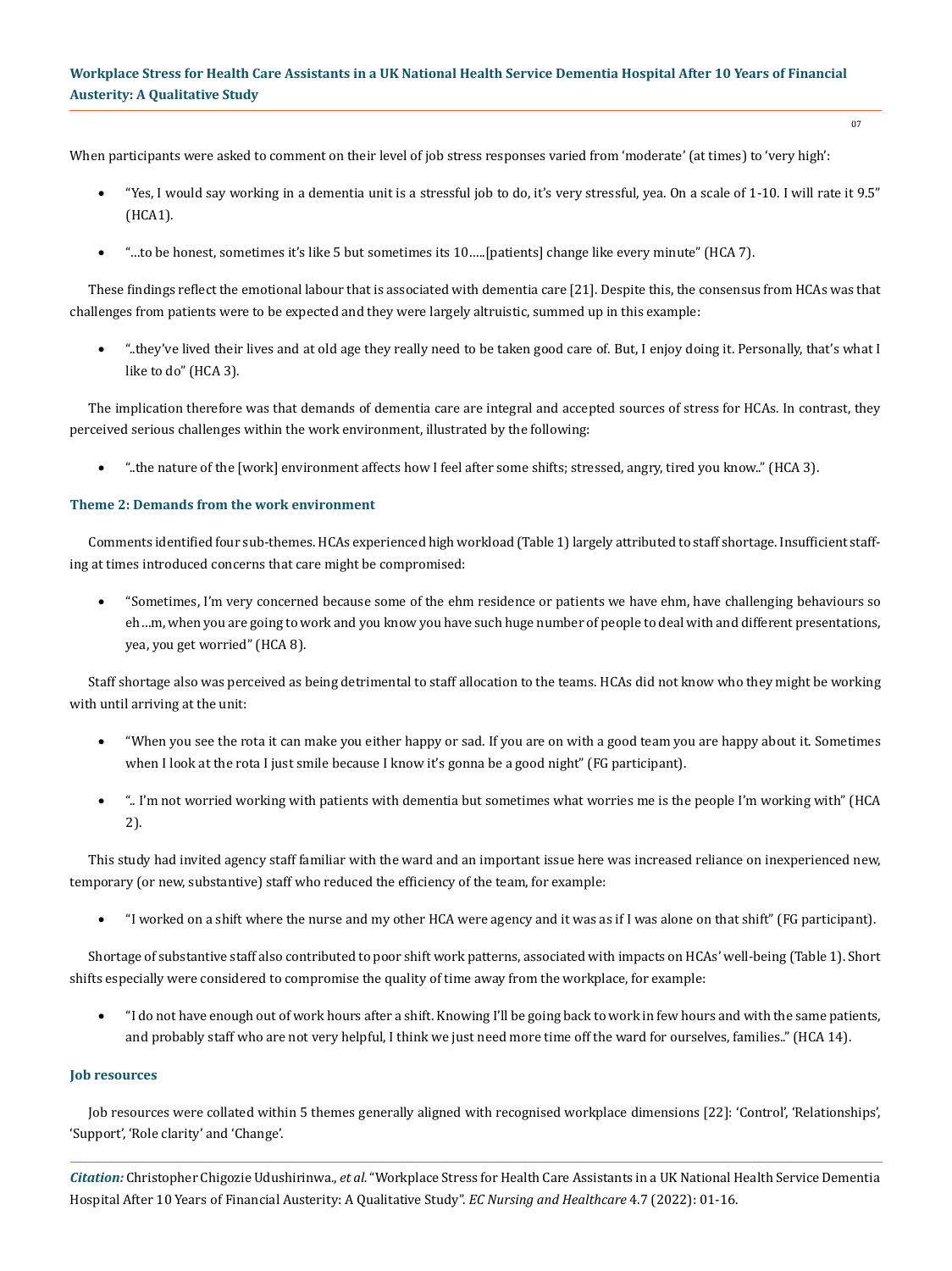When participants were asked to comment on their level of job stress responses varied from 'moderate' (at times) to 'very high':

- "Yes, I would say working in a dementia unit is a stressful job to do, it's very stressful, yea. On a scale of 1-10. I will rate it 9.5" (HCA1).
- "…to be honest, sometimes it's like 5 but sometimes its 10…..[patients] change like every minute" (HCA 7).

These findings reflect the emotional labour that is associated with dementia care [21]. Despite this, the consensus from HCAs was that challenges from patients were to be expected and they were largely altruistic, summed up in this example:

- "..they've lived their lives and at old age they really need to be taken good care of. But, I enjoy doing it. Personally, that's what I like to do" (HCA 3).

The implication therefore was that demands of dementia care are integral and accepted sources of stress for HCAs. In contrast, they perceived serious challenges within the work environment, illustrated by the following:

- "..the nature of the [work] environment affects how I feel after some shifts; stressed, angry, tired you know.." (HCA 3).

### Theme 2: Demands from the work environment

Comments identified four sub-themes. HCAs experienced high workload (Table 1) largely attributed to staff shortage. Insufficient staffing at times introduced concerns that care might be compromised:

- "Sometimes, I'm very concerned because some of the ehm residence or patients we have ehm, have challenging behaviours so eh…m, when you are going to work and you know you have such huge number of people to deal with and different presentations, yea, you get worried" (HCA 8).

Staff shortage also was perceived as being detrimental to staff allocation to the teams. HCAs did not know who they might be working with until arriving at the unit:

- "When you see the rota it can make you either happy or sad. If you are on with a good team you are happy about it. Sometimes when I look at the rota I just smile because I know it's gonna be a good night" (FG participant).
- ".. I'm not worried working with patients with dementia but sometimes what worries me is the people I'm working with" (HCA 2).

This study had invited agency staff familiar with the ward and an important issue here was increased reliance on inexperienced new, temporary (or new, substantive) staff who reduced the efficiency of the team, for example:

- "I worked on a shift where the nurse and my other HCA were agency and it was as if I was alone on that shift" (FG participant).

Shortage of substantive staff also contributed to poor shift work patterns, associated with impacts on HCAs' well-being (Table 1). Short shifts especially were considered to compromise the quality of time away from the workplace, for example:

- "I do not have enough out of work hours after a shift. Knowing I'll be going back to work in few hours and with the same patients, and probably staff who are not very helpful, I think we just need more time off the ward for ourselves, families.." (HCA 14).

### Job resources

Job resources were collated within 5 themes generally aligned with recognised workplace dimensions [22]: 'Control', 'Relationships', 'Support', 'Role clarity' and 'Change'.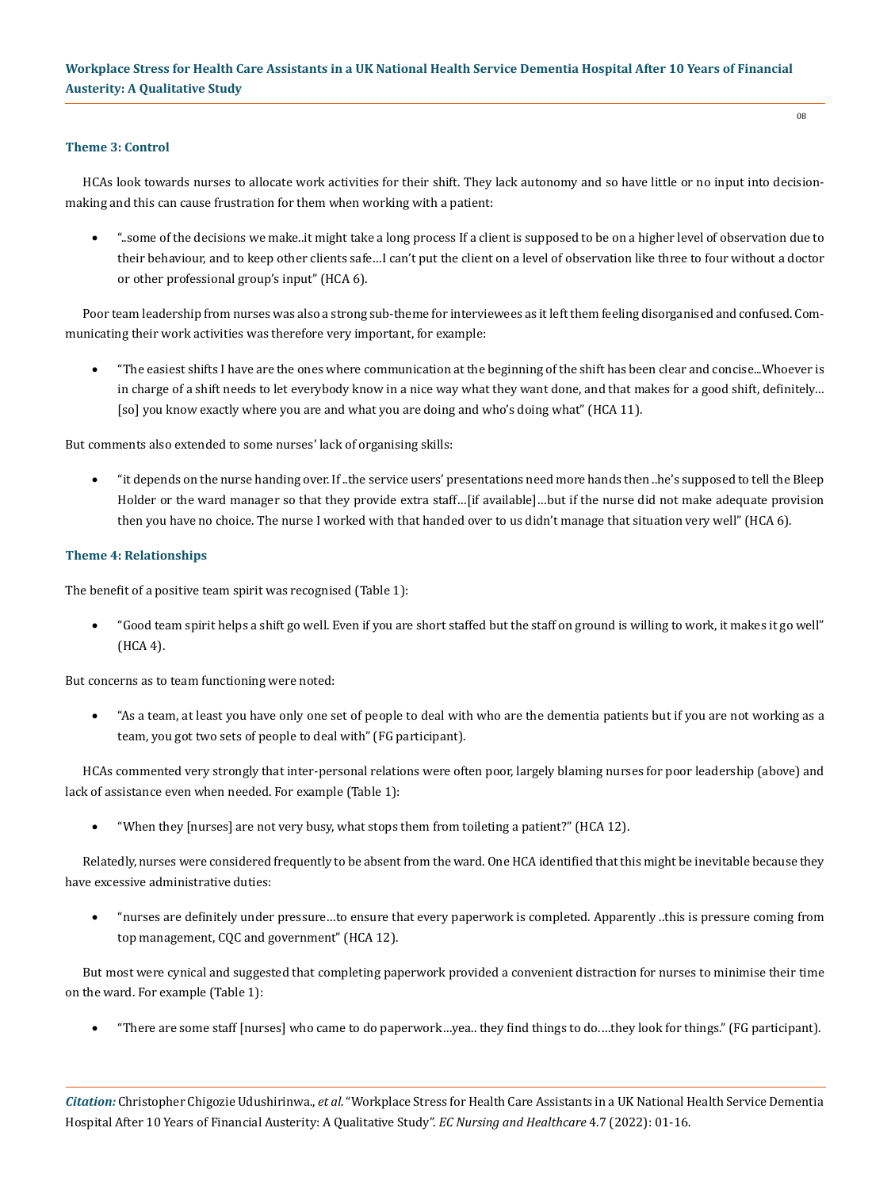### Theme 3: Control

HCAs look towards nurses to allocate work activities for their shift. They lack autonomy and so have little or no input into decision-making and this can cause frustration for them when working with a patient:

- "..some of the decisions we make..it might take a long process If a client is supposed to be on a higher level of observation due to their behaviour, and to keep other clients safe…I can't put the client on a level of observation like three to four without a doctor or other professional group's input" (HCA 6).

Poor team leadership from nurses was also a strong sub-theme for interviewees as it left them feeling disorganised and confused. Communicating their work activities was therefore very important, for example:

- "The easiest shifts I have are the ones where communication at the beginning of the shift has been clear and concise...Whoever is in charge of a shift needs to let everybody know in a nice way what they want done, and that makes for a good shift, definitely… [so] you know exactly where you are and what you are doing and who's doing what" (HCA 11).

But comments also extended to some nurses' lack of organising skills:

- "it depends on the nurse handing over. If ..the service users' presentations need more hands then ..he's supposed to tell the Bleep Holder or the ward manager so that they provide extra staff…[if available]…but if the nurse did not make adequate provision then you have no choice. The nurse I worked with that handed over to us didn't manage that situation very well" (HCA 6).

### Theme 4: Relationships

The benefit of a positive team spirit was recognised (Table 1):

- "Good team spirit helps a shift go well. Even if you are short staffed but the staff on ground is willing to work, it makes it go well" (HCA 4).

But concerns as to team functioning were noted:

- "As a team, at least you have only one set of people to deal with who are the dementia patients but if you are not working as a team, you got two sets of people to deal with" (FG participant).

HCAs commented very strongly that inter-personal relations were often poor, largely blaming nurses for poor leadership (above) and lack of assistance even when needed. For example (Table 1):

- "When they [nurses] are not very busy, what stops them from toileting a patient?" (HCA 12).

Relatedly, nurses were considered frequently to be absent from the ward. One HCA identified that this might be inevitable because they have excessive administrative duties:

- "nurses are definitely under pressure…to ensure that every paperwork is completed. Apparently ..this is pressure coming from top management, CQC and government" (HCA 12).

But most were cynical and suggested that completing paperwork provided a convenient distraction for nurses to minimise their time on the ward. For example (Table 1):

- "There are some staff [nurses] who came to do paperwork…yea.. they find things to do….they look for things." (FG participant).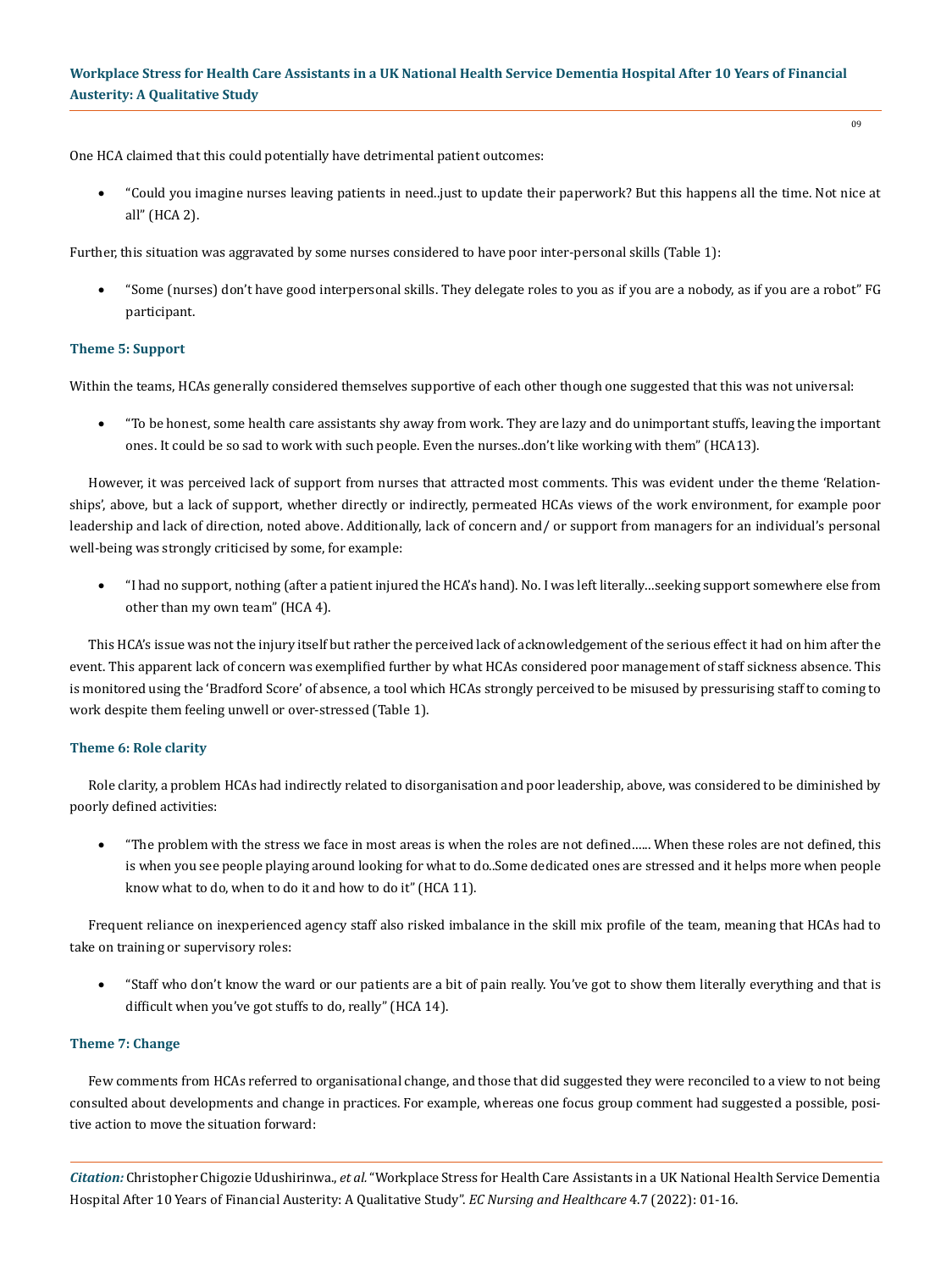One HCA claimed that this could potentially have detrimental patient outcomes:

- "Could you imagine nurses leaving patients in need..just to update their paperwork? But this happens all the time. Not nice at all" (HCA 2).

Further, this situation was aggravated by some nurses considered to have poor inter-personal skills (Table 1):

- "Some (nurses) don't have good interpersonal skills. They delegate roles to you as if you are a nobody, as if you are a robot" FG participant.

### Theme 5: Support

Within the teams, HCAs generally considered themselves supportive of each other though one suggested that this was not universal:

- "To be honest, some health care assistants shy away from work. They are lazy and do unimportant stuffs, leaving the important ones. It could be so sad to work with such people. Even the nurses..don't like working with them" (HCA13).

However, it was perceived lack of support from nurses that attracted most comments. This was evident under the theme 'Relationships', above, but a lack of support, whether directly or indirectly, permeated HCAs views of the work environment, for example poor leadership and lack of direction, noted above. Additionally, lack of concern and/ or support from managers for an individual's personal well-being was strongly criticised by some, for example:

- "I had no support, nothing (after a patient injured the HCA's hand). No. I was left literally…seeking support somewhere else from other than my own team" (HCA 4).

This HCA's issue was not the injury itself but rather the perceived lack of acknowledgement of the serious effect it had on him after the event. This apparent lack of concern was exemplified further by what HCAs considered poor management of staff sickness absence. This is monitored using the 'Bradford Score' of absence, a tool which HCAs strongly perceived to be misused by pressurising staff to coming to work despite them feeling unwell or over-stressed (Table 1).

### Theme 6: Role clarity

Role clarity, a problem HCAs had indirectly related to disorganisation and poor leadership, above, was considered to be diminished by poorly defined activities:

- "The problem with the stress we face in most areas is when the roles are not defined…... When these roles are not defined, this is when you see people playing around looking for what to do..Some dedicated ones are stressed and it helps more when people know what to do, when to do it and how to do it" (HCA 11).

Frequent reliance on inexperienced agency staff also risked imbalance in the skill mix profile of the team, meaning that HCAs had to take on training or supervisory roles:

- "Staff who don't know the ward or our patients are a bit of pain really. You've got to show them literally everything and that is difficult when you've got stuffs to do, really" (HCA 14).

### Theme 7: Change

Few comments from HCAs referred to organisational change, and those that did suggested they were reconciled to a view to not being consulted about developments and change in practices. For example, whereas one focus group comment had suggested a possible, positive action to move the situation forward: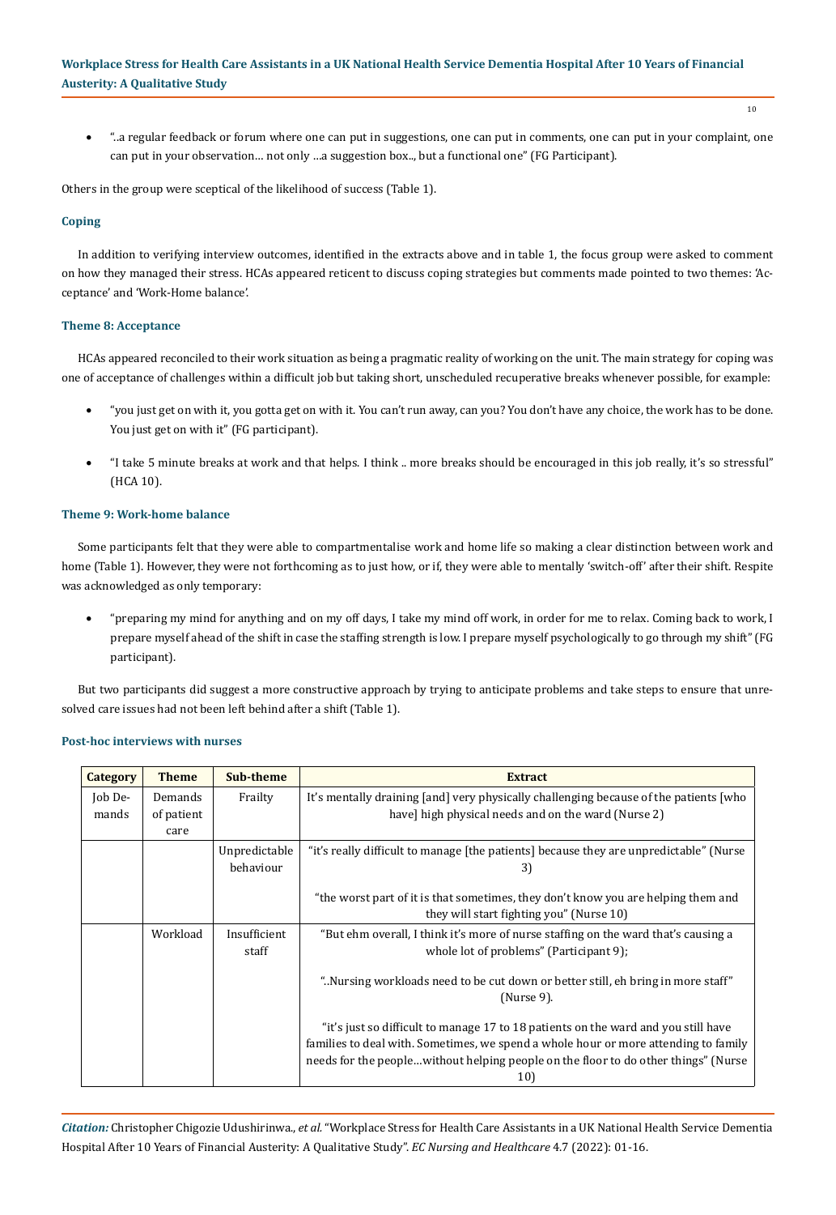- "..a regular feedback or forum where one can put in suggestions, one can put in comments, one can put in your complaint, one can put in your observation… not only …a suggestion box.., but a functional one" (FG Participant).

Others in the group were sceptical of the likelihood of success (Table 1).

### Coping

In addition to verifying interview outcomes, identified in the extracts above and in table 1, the focus group were asked to comment on how they managed their stress. HCAs appeared reticent to discuss coping strategies but comments made pointed to two themes: 'Acceptance' and 'Work-Home balance'.

### Theme 8: Acceptance

HCAs appeared reconciled to their work situation as being a pragmatic reality of working on the unit. The main strategy for coping was one of acceptance of challenges within a difficult job but taking short, unscheduled recuperative breaks whenever possible, for example:

- "you just get on with it, you gotta get on with it. You can't run away, can you? You don't have any choice, the work has to be done. You just get on with it" (FG participant).
- "I take 5 minute breaks at work and that helps. I think .. more breaks should be encouraged in this job really, it's so stressful" (HCA 10).

### Theme 9: Work-home balance

Some participants felt that they were able to compartmentalise work and home life so making a clear distinction between work and home (Table 1). However, they were not forthcoming as to just how, or if, they were able to mentally 'switch-off' after their shift. Respite was acknowledged as only temporary:

- "preparing my mind for anything and on my off days, I take my mind off work, in order for me to relax. Coming back to work, I prepare myself ahead of the shift in case the staffing strength is low. I prepare myself psychologically to go through my shift" (FG participant).

But two participants did suggest a more constructive approach by trying to anticipate problems and take steps to ensure that unresolved care issues had not been left behind after a shift (Table 1).

### Post-hoc interviews with nurses

| Category | Theme | Sub-theme | Extract |
|---|---|---|---|
| Job Demands | Demands of patient care | Frailty | It's mentally draining [and] very physically challenging because of the patients [who have] high physical needs and on the ward (Nurse 2) |
| | | Unpredictable behaviour | "it's really difficult to manage [the patients] because they are unpredictable" (Nurse 3)<br><br>"the worst part of it is that sometimes, they don't know you are helping them and they will start fighting you" (Nurse 10) |
| | Workload | Insufficient staff | "But ehm overall, I think it's more of nurse staffing on the ward that's causing a whole lot of problems" (Participant 9);<br><br>"..Nursing workloads need to be cut down or better still, eh bring in more staff" (Nurse 9).<br><br>"it's just so difficult to manage 17 to 18 patients on the ward and you still have families to deal with. Sometimes, we spend a whole hour or more attending to family needs for the people…without helping people on the floor to do other things" (Nurse 10) |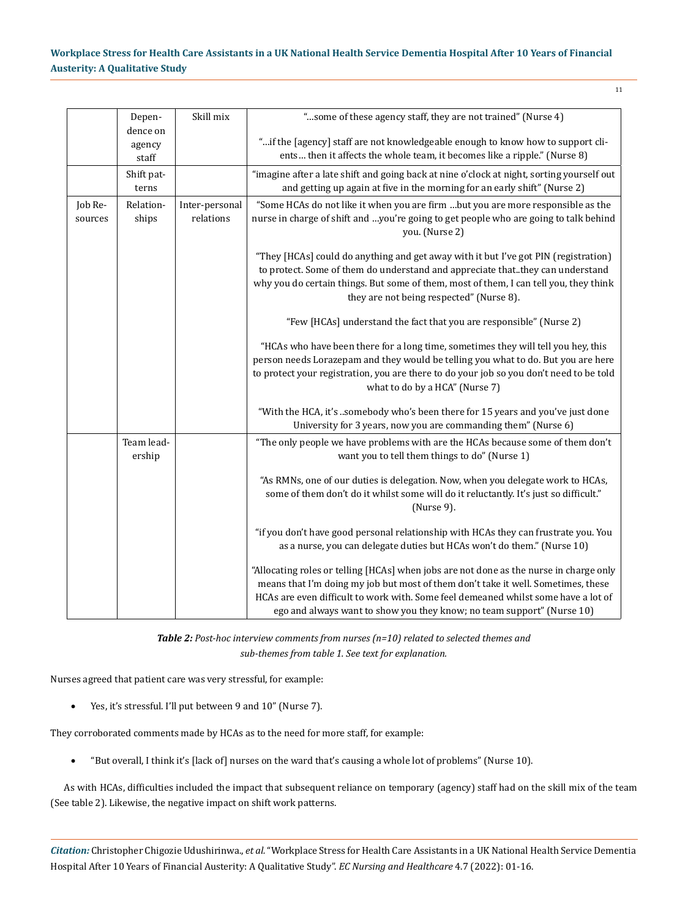| | | | |
|---|---|---|---|
| | Dependence on agency staff | Skill mix | "…some of these agency staff, they are not trained" (Nurse 4)<br><br>"…if the [agency] staff are not knowledgeable enough to know how to support clients… then it affects the whole team, it becomes like a ripple." (Nurse 8) |
| | Shift patterns | | "imagine after a late shift and going back at nine o'clock at night, sorting yourself out and getting up again at five in the morning for an early shift" (Nurse 2) |
| Job Resources | Relationships | Inter-personal relations | "Some HCAs do not like it when you are firm …but you are more responsible as the nurse in charge of shift and …you're going to get people who are going to talk behind you. (Nurse 2)<br><br>"They [HCAs] could do anything and get away with it but I've got PIN (registration) to protect. Some of them do understand and appreciate that..they can understand why you do certain things. But some of them, most of them, I can tell you, they think they are not being respected" (Nurse 8).<br><br>"Few [HCAs] understand the fact that you are responsible" (Nurse 2)<br><br>"HCAs who have been there for a long time, sometimes they will tell you hey, this person needs Lorazepam and they would be telling you what to do. But you are here to protect your registration, you are there to do your job so you don't need to be told what to do by a HCA" (Nurse 7)<br><br>"With the HCA, it's ..somebody who's been there for 15 years and you've just done University for 3 years, now you are commanding them" (Nurse 6) |
| | Team leadership | | "The only people we have problems with are the HCAs because some of them don't want you to tell them things to do" (Nurse 1)<br><br>"As RMNs, one of our duties is delegation. Now, when you delegate work to HCAs, some of them don't do it whilst some will do it reluctantly. It's just so difficult." (Nurse 9).<br><br>"if you don't have good personal relationship with HCAs they can frustrate you. You as a nurse, you can delegate duties but HCAs won't do them." (Nurse 10)<br><br>"Allocating roles or telling [HCAs] when jobs are not done as the nurse in charge only means that I'm doing my job but most of them don't take it well. Sometimes, these HCAs are even difficult to work with. Some feel demeaned whilst some have a lot of ego and always want to show you they know; no team support" (Nurse 10) |

***Table 2:*** *Post-hoc interview comments from nurses (n=10) related to selected themes and sub-themes from table 1. See text for explanation.*

Nurses agreed that patient care was very stressful, for example:

- Yes, it's stressful. I'll put between 9 and 10" (Nurse 7).

They corroborated comments made by HCAs as to the need for more staff, for example:

- "But overall, I think it's [lack of] nurses on the ward that's causing a whole lot of problems" (Nurse 10).

As with HCAs, difficulties included the impact that subsequent reliance on temporary (agency) staff had on the skill mix of the team (See table 2). Likewise, the negative impact on shift work patterns.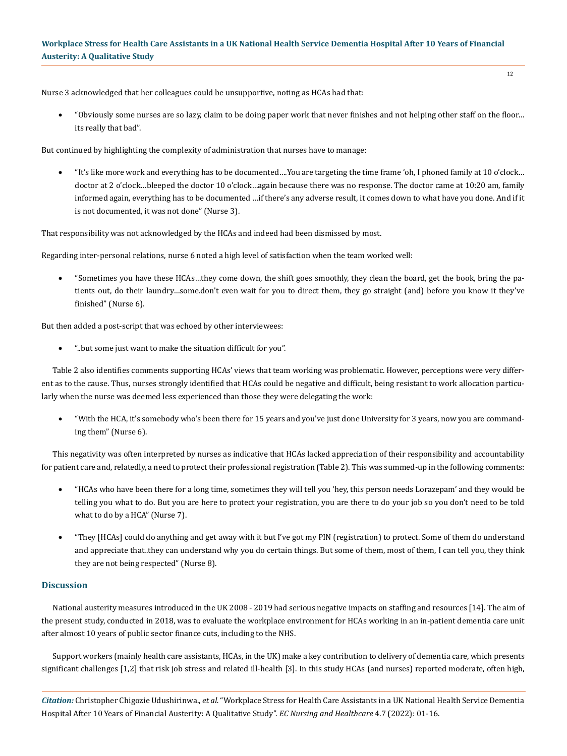Nurse 3 acknowledged that her colleagues could be unsupportive, noting as HCAs had that:

- "Obviously some nurses are so lazy, claim to be doing paper work that never finishes and not helping other staff on the floor… its really that bad".

But continued by highlighting the complexity of administration that nurses have to manage:

- "It's like more work and everything has to be documented….You are targeting the time frame 'oh, I phoned family at 10 o'clock… doctor at 2 o'clock…bleeped the doctor 10 o'clock…again because there was no response. The doctor came at 10:20 am, family informed again, everything has to be documented …if there's any adverse result, it comes down to what have you done. And if it is not documented, it was not done" (Nurse 3).

That responsibility was not acknowledged by the HCAs and indeed had been dismissed by most.

Regarding inter-personal relations, nurse 6 noted a high level of satisfaction when the team worked well:

- "Sometimes you have these HCAs…they come down, the shift goes smoothly, they clean the board, get the book, bring the patients out, do their laundry…some.don't even wait for you to direct them, they go straight (and) before you know it they've finished" (Nurse 6).

But then added a post-script that was echoed by other interviewees:

- "..but some just want to make the situation difficult for you".

Table 2 also identifies comments supporting HCAs' views that team working was problematic. However, perceptions were very different as to the cause. Thus, nurses strongly identified that HCAs could be negative and difficult, being resistant to work allocation particularly when the nurse was deemed less experienced than those they were delegating the work:

- "With the HCA, it's somebody who's been there for 15 years and you've just done University for 3 years, now you are commanding them" (Nurse 6).

This negativity was often interpreted by nurses as indicative that HCAs lacked appreciation of their responsibility and accountability for patient care and, relatedly, a need to protect their professional registration (Table 2). This was summed-up in the following comments:

- "HCAs who have been there for a long time, sometimes they will tell you 'hey, this person needs Lorazepam' and they would be telling you what to do. But you are here to protect your registration, you are there to do your job so you don't need to be told what to do by a HCA" (Nurse 7).
- "They [HCAs] could do anything and get away with it but I've got my PIN (registration) to protect. Some of them do understand and appreciate that..they can understand why you do certain things. But some of them, most of them, I can tell you, they think they are not being respected" (Nurse 8).

## Discussion

National austerity measures introduced in the UK 2008 - 2019 had serious negative impacts on staffing and resources [14]. The aim of the present study, conducted in 2018, was to evaluate the workplace environment for HCAs working in an in-patient dementia care unit after almost 10 years of public sector finance cuts, including to the NHS.

Support workers (mainly health care assistants, HCAs, in the UK) make a key contribution to delivery of dementia care, which presents significant challenges [1,2] that risk job stress and related ill-health [3]. In this study HCAs (and nurses) reported moderate, often high,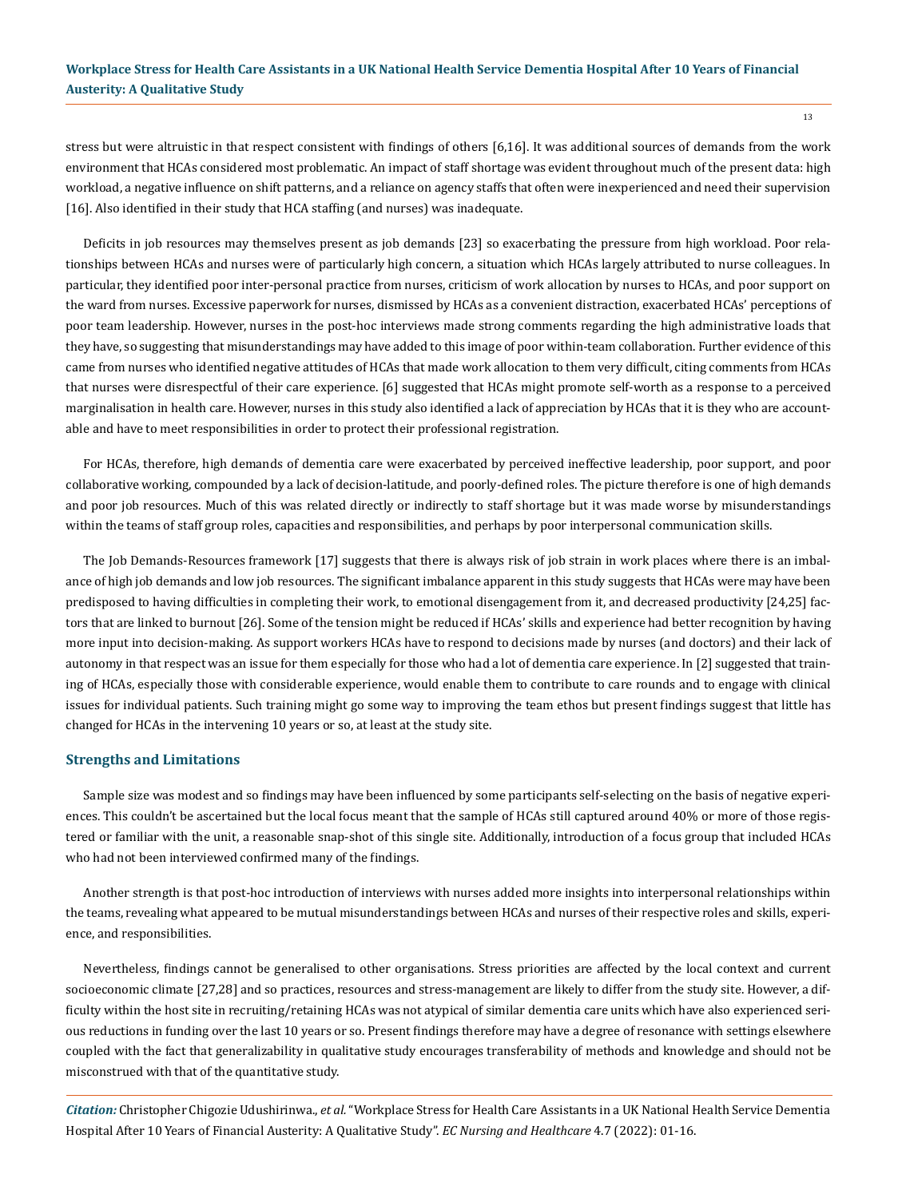stress but were altruistic in that respect consistent with findings of others [6,16]. It was additional sources of demands from the work environment that HCAs considered most problematic. An impact of staff shortage was evident throughout much of the present data: high workload, a negative influence on shift patterns, and a reliance on agency staffs that often were inexperienced and need their supervision [16]. Also identified in their study that HCA staffing (and nurses) was inadequate.

Deficits in job resources may themselves present as job demands [23] so exacerbating the pressure from high workload. Poor relationships between HCAs and nurses were of particularly high concern, a situation which HCAs largely attributed to nurse colleagues. In particular, they identified poor inter-personal practice from nurses, criticism of work allocation by nurses to HCAs, and poor support on the ward from nurses. Excessive paperwork for nurses, dismissed by HCAs as a convenient distraction, exacerbated HCAs' perceptions of poor team leadership. However, nurses in the post-hoc interviews made strong comments regarding the high administrative loads that they have, so suggesting that misunderstandings may have added to this image of poor within-team collaboration. Further evidence of this came from nurses who identified negative attitudes of HCAs that made work allocation to them very difficult, citing comments from HCAs that nurses were disrespectful of their care experience. [6] suggested that HCAs might promote self-worth as a response to a perceived marginalisation in health care. However, nurses in this study also identified a lack of appreciation by HCAs that it is they who are accountable and have to meet responsibilities in order to protect their professional registration.

For HCAs, therefore, high demands of dementia care were exacerbated by perceived ineffective leadership, poor support, and poor collaborative working, compounded by a lack of decision-latitude, and poorly-defined roles. The picture therefore is one of high demands and poor job resources. Much of this was related directly or indirectly to staff shortage but it was made worse by misunderstandings within the teams of staff group roles, capacities and responsibilities, and perhaps by poor interpersonal communication skills.

The Job Demands-Resources framework [17] suggests that there is always risk of job strain in work places where there is an imbalance of high job demands and low job resources. The significant imbalance apparent in this study suggests that HCAs were may have been predisposed to having difficulties in completing their work, to emotional disengagement from it, and decreased productivity [24,25] factors that are linked to burnout [26]. Some of the tension might be reduced if HCAs' skills and experience had better recognition by having more input into decision-making. As support workers HCAs have to respond to decisions made by nurses (and doctors) and their lack of autonomy in that respect was an issue for them especially for those who had a lot of dementia care experience. In [2] suggested that training of HCAs, especially those with considerable experience, would enable them to contribute to care rounds and to engage with clinical issues for individual patients. Such training might go some way to improving the team ethos but present findings suggest that little has changed for HCAs in the intervening 10 years or so, at least at the study site.

## Strengths and Limitations

Sample size was modest and so findings may have been influenced by some participants self-selecting on the basis of negative experiences. This couldn't be ascertained but the local focus meant that the sample of HCAs still captured around 40% or more of those registered or familiar with the unit, a reasonable snap-shot of this single site. Additionally, introduction of a focus group that included HCAs who had not been interviewed confirmed many of the findings.

Another strength is that post-hoc introduction of interviews with nurses added more insights into interpersonal relationships within the teams, revealing what appeared to be mutual misunderstandings between HCAs and nurses of their respective roles and skills, experience, and responsibilities.

Nevertheless, findings cannot be generalised to other organisations. Stress priorities are affected by the local context and current socioeconomic climate [27,28] and so practices, resources and stress-management are likely to differ from the study site. However, a difficulty within the host site in recruiting/retaining HCAs was not atypical of similar dementia care units which have also experienced serious reductions in funding over the last 10 years or so. Present findings therefore may have a degree of resonance with settings elsewhere coupled with the fact that generalizability in qualitative study encourages transferability of methods and knowledge and should not be misconstrued with that of the quantitative study.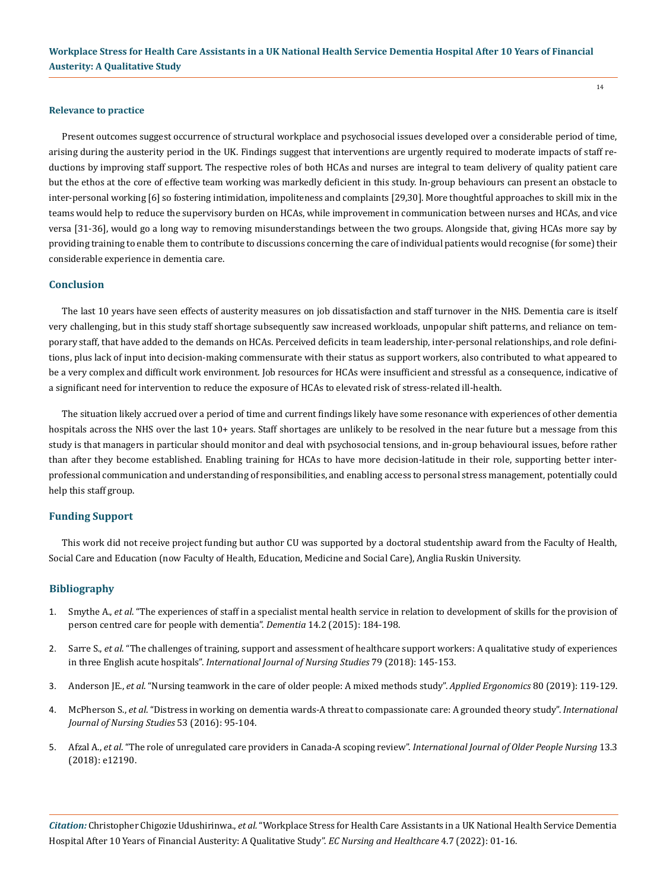### Relevance to practice

Present outcomes suggest occurrence of structural workplace and psychosocial issues developed over a considerable period of time, arising during the austerity period in the UK. Findings suggest that interventions are urgently required to moderate impacts of staff reductions by improving staff support. The respective roles of both HCAs and nurses are integral to team delivery of quality patient care but the ethos at the core of effective team working was markedly deficient in this study. In-group behaviours can present an obstacle to inter-personal working [6] so fostering intimidation, impoliteness and complaints [29,30]. More thoughtful approaches to skill mix in the teams would help to reduce the supervisory burden on HCAs, while improvement in communication between nurses and HCAs, and vice versa [31-36], would go a long way to removing misunderstandings between the two groups. Alongside that, giving HCAs more say by providing training to enable them to contribute to discussions concerning the care of individual patients would recognise (for some) their considerable experience in dementia care.

## Conclusion

The last 10 years have seen effects of austerity measures on job dissatisfaction and staff turnover in the NHS. Dementia care is itself very challenging, but in this study staff shortage subsequently saw increased workloads, unpopular shift patterns, and reliance on temporary staff, that have added to the demands on HCAs. Perceived deficits in team leadership, inter-personal relationships, and role definitions, plus lack of input into decision-making commensurate with their status as support workers, also contributed to what appeared to be a very complex and difficult work environment. Job resources for HCAs were insufficient and stressful as a consequence, indicative of a significant need for intervention to reduce the exposure of HCAs to elevated risk of stress-related ill-health.

The situation likely accrued over a period of time and current findings likely have some resonance with experiences of other dementia hospitals across the NHS over the last 10+ years. Staff shortages are unlikely to be resolved in the near future but a message from this study is that managers in particular should monitor and deal with psychosocial tensions, and in-group behavioural issues, before rather than after they become established. Enabling training for HCAs to have more decision-latitude in their role, supporting better inter-professional communication and understanding of responsibilities, and enabling access to personal stress management, potentially could help this staff group.

## Funding Support

This work did not receive project funding but author CU was supported by a doctoral studentship award from the Faculty of Health, Social Care and Education (now Faculty of Health, Education, Medicine and Social Care), Anglia Ruskin University.

## Bibliography

1. Smythe A., *et al*. "The experiences of staff in a specialist mental health service in relation to development of skills for the provision of person centred care for people with dementia". *Dementia* 14.2 (2015): 184-198.
2. Sarre S., *et al*. "The challenges of training, support and assessment of healthcare support workers: A qualitative study of experiences in three English acute hospitals". *International Journal of Nursing Studies* 79 (2018): 145-153.
3. Anderson JE., *et al*. "Nursing teamwork in the care of older people: A mixed methods study". *Applied Ergonomics* 80 (2019): 119-129.
4. McPherson S., *et al*. "Distress in working on dementia wards-A threat to compassionate care: A grounded theory study". *International Journal of Nursing Studies* 53 (2016): 95-104.
5. Afzal A., *et al*. "The role of unregulated care providers in Canada-A scoping review". *International Journal of Older People Nursing* 13.3 (2018): e12190.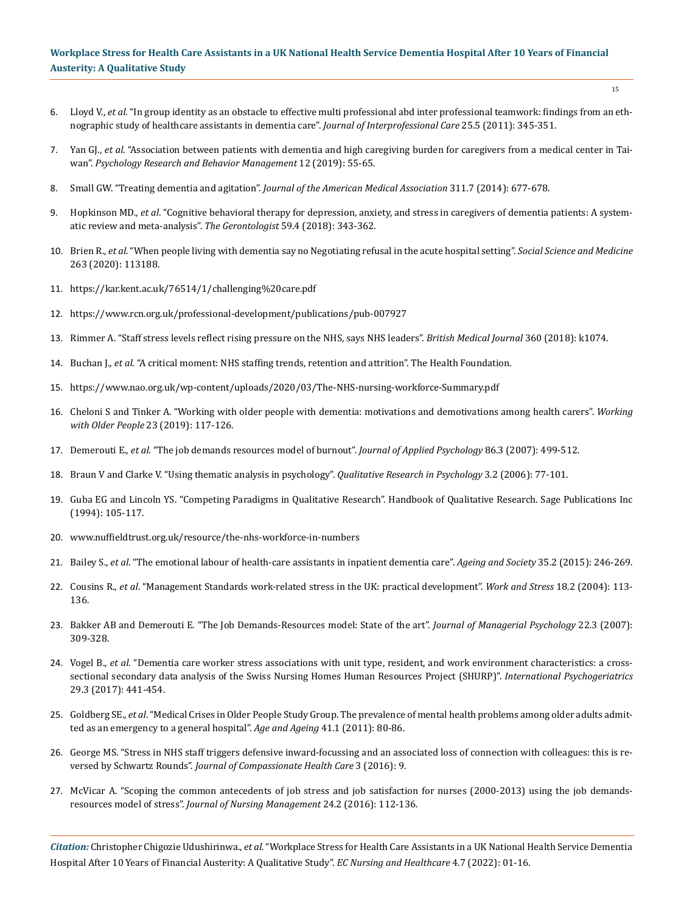6. Lloyd V., *et al*. "In group identity as an obstacle to effective multi professional abd inter professional teamwork: findings from an ethnographic study of healthcare assistants in dementia care". *Journal of Interprofessional Care* 25.5 (2011): 345-351.

7. Yan GJ., *et al*. "Association between patients with dementia and high caregiving burden for caregivers from a medical center in Taiwan". *Psychology Research and Behavior Management* 12 (2019): 55-65.

8. Small GW. "Treating dementia and agitation". *Journal of the American Medical Association* 311.7 (2014): 677-678.

9. Hopkinson MD., *et al*. "Cognitive behavioral therapy for depression, anxiety, and stress in caregivers of dementia patients: A systematic review and meta-analysis". *The Gerontologist* 59.4 (2018): 343-362.

10. Brien R., *et al*. "When people living with dementia say no Negotiating refusal in the acute hospital setting". *Social Science and Medicine* 263 (2020): 113188.

11. https://kar.kent.ac.uk/76514/1/challenging%20care.pdf

12. https://www.rcn.org.uk/professional-development/publications/pub-007927

13. Rimmer A. "Staff stress levels reflect rising pressure on the NHS, says NHS leaders". *British Medical Journal* 360 (2018): k1074.

14. Buchan J., *et al*. "A critical moment: NHS staffing trends, retention and attrition". The Health Foundation.

15. https://www.nao.org.uk/wp-content/uploads/2020/03/The-NHS-nursing-workforce-Summary.pdf

16. Cheloni S and Tinker A. "Working with older people with dementia: motivations and demotivations among health carers". *Working with Older People* 23 (2019): 117-126.

17. Demerouti E., *et al*. "The job demands resources model of burnout". *Journal of Applied Psychology* 86.3 (2007): 499-512.

18. Braun V and Clarke V. "Using thematic analysis in psychology". *Qualitative Research in Psychology* 3.2 (2006): 77-101.

19. Guba EG and Lincoln YS. "Competing Paradigms in Qualitative Research". Handbook of Qualitative Research. Sage Publications Inc (1994): 105-117.

20. www.nuffieldtrust.org.uk/resource/the-nhs-workforce-in-numbers

21. Bailey S., *et al*. "The emotional labour of health-care assistants in inpatient dementia care". *Ageing and Society* 35.2 (2015): 246-269.

22. Cousins R., *et al*. "Management Standards work-related stress in the UK: practical development". *Work and Stress* 18.2 (2004): 113-136.

23. Bakker AB and Demerouti E. "The Job Demands-Resources model: State of the art". *Journal of Managerial Psychology* 22.3 (2007): 309-328.

24. Vogel B., *et al*. "Dementia care worker stress associations with unit type, resident, and work environment characteristics: a cross-sectional secondary data analysis of the Swiss Nursing Homes Human Resources Project (SHURP)". *International Psychogeriatrics* 29.3 (2017): 441-454.

25. Goldberg SE., *et al*. "Medical Crises in Older People Study Group. The prevalence of mental health problems among older adults admitted as an emergency to a general hospital". *Age and Ageing* 41.1 (2011): 80-86.

26. George MS. "Stress in NHS staff triggers defensive inward-focussing and an associated loss of connection with colleagues: this is reversed by Schwartz Rounds". *Journal of Compassionate Health Care* 3 (2016): 9.

27. McVicar A. "Scoping the common antecedents of job stress and job satisfaction for nurses (2000-2013) using the job demands-resources model of stress". *Journal of Nursing Management* 24.2 (2016): 112-136.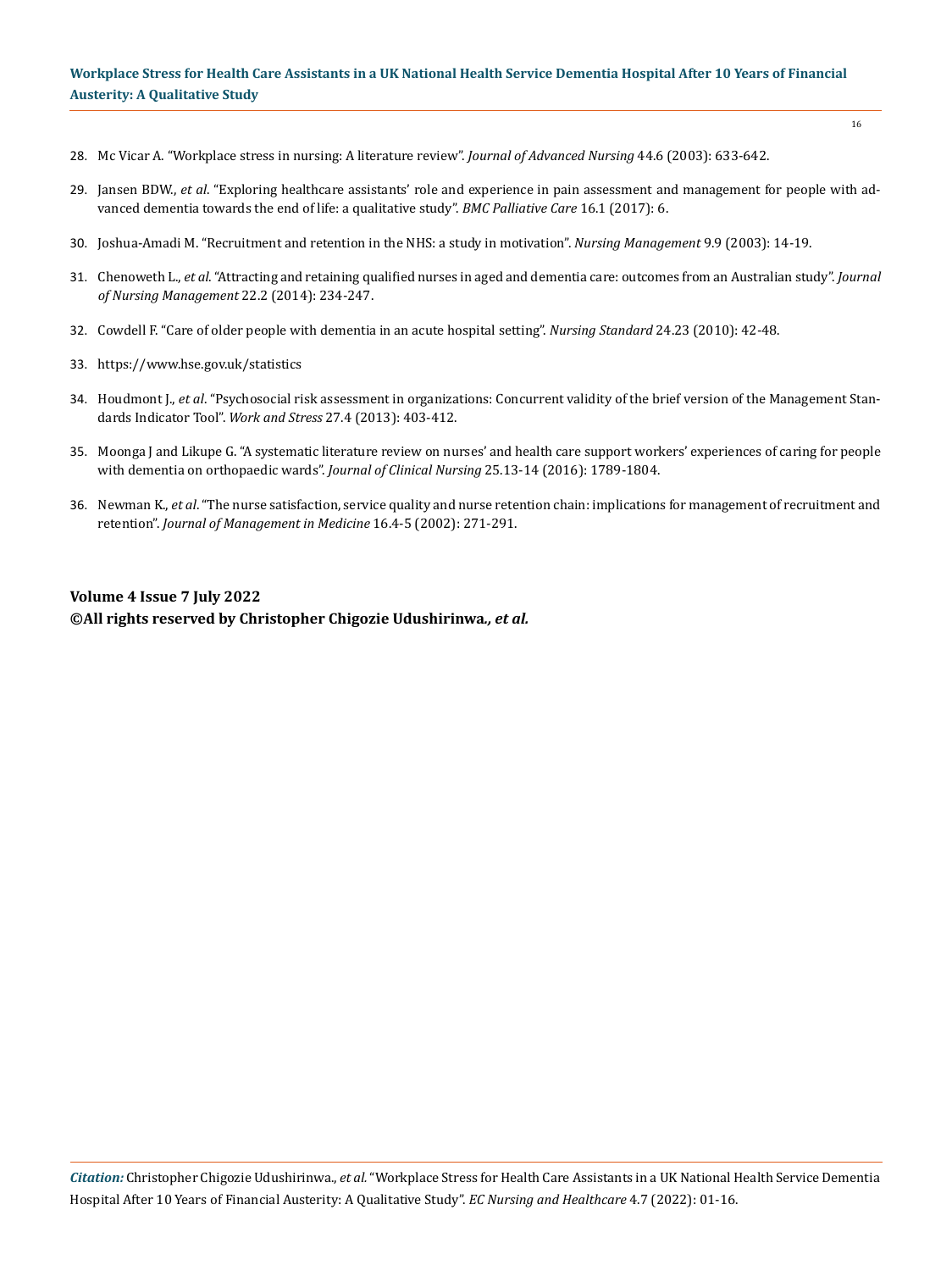28. Mc Vicar A. "Workplace stress in nursing: A literature review". *Journal of Advanced Nursing* 44.6 (2003): 633-642.

29. Jansen BDW., *et al*. "Exploring healthcare assistants' role and experience in pain assessment and management for people with advanced dementia towards the end of life: a qualitative study". *BMC Palliative Care* 16.1 (2017): 6.

30. Joshua-Amadi M. "Recruitment and retention in the NHS: a study in motivation". *Nursing Management* 9.9 (2003): 14-19.

31. Chenoweth L., *et al*. "Attracting and retaining qualified nurses in aged and dementia care: outcomes from an Australian study". *Journal of Nursing Management* 22.2 (2014): 234-247.

32. Cowdell F. "Care of older people with dementia in an acute hospital setting". *Nursing Standard* 24.23 (2010): 42-48.

33. https://www.hse.gov.uk/statistics

34. Houdmont J., *et al*. "Psychosocial risk assessment in organizations: Concurrent validity of the brief version of the Management Standards Indicator Tool". *Work and Stress* 27.4 (2013): 403-412.

35. Moonga J and Likupe G. "A systematic literature review on nurses' and health care support workers' experiences of caring for people with dementia on orthopaedic wards". *Journal of Clinical Nursing* 25.13-14 (2016): 1789-1804.

36. Newman K., *et al*. "The nurse satisfaction, service quality and nurse retention chain: implications for management of recruitment and retention". *Journal of Management in Medicine* 16.4-5 (2002): 271-291.

**Volume 4 Issue 7 July 2022**
**©All rights reserved by Christopher Chigozie Udushirinwa*., et al.***